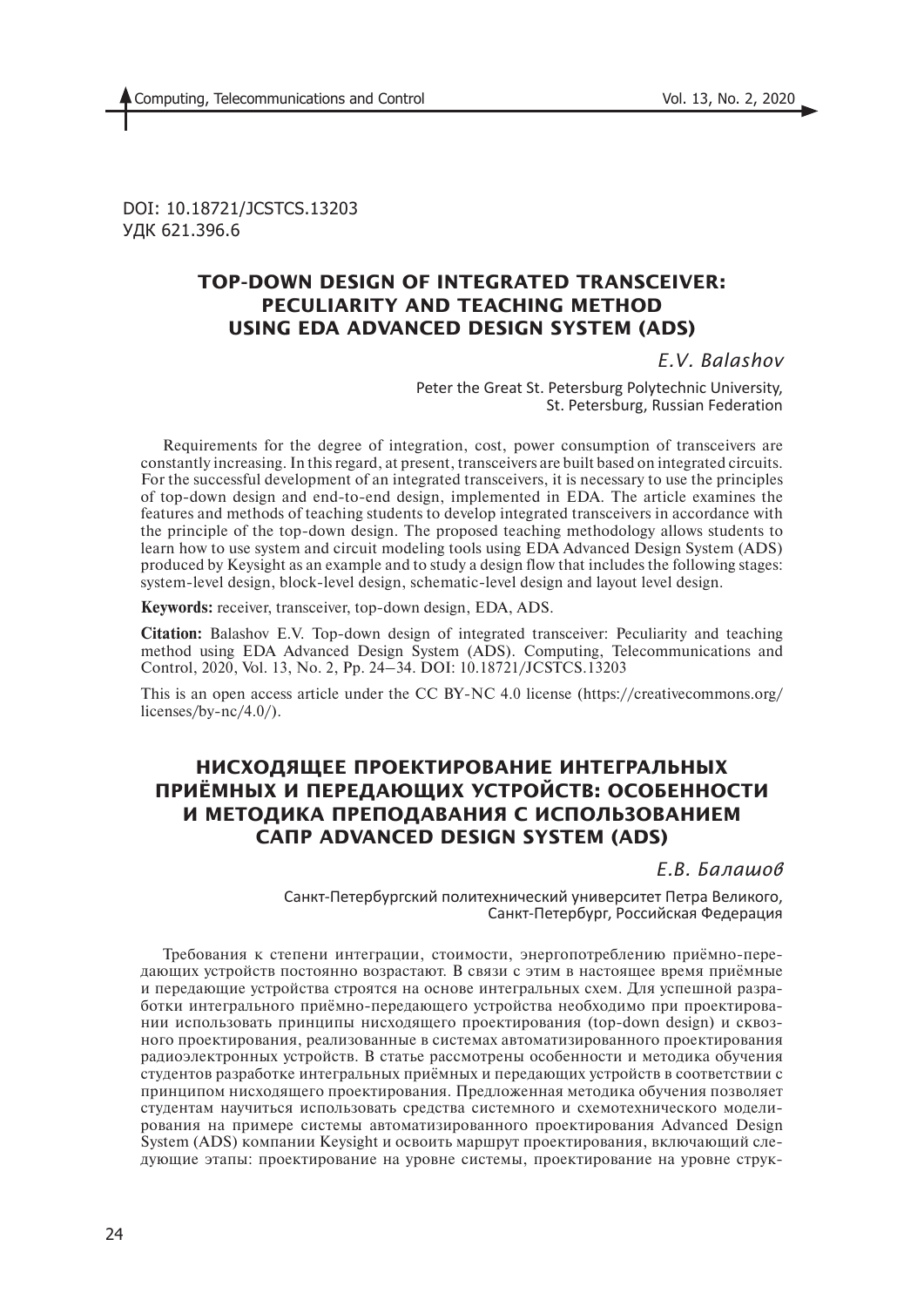DOI: 10.18721/JCSTCS.13203
УДК 621.396.6

# TOP-DOWN DESIGN OF INTEGRATED TRANSCEIVER: PECULIARITY AND TEACHING METHOD USING EDA ADVANCED DESIGN SYSTEM (ADS)

*E.V. Balashov*

Peter the Great St. Petersburg Polytechnic University,
St. Petersburg, Russian Federation

Requirements for the degree of integration, cost, power consumption of transceivers are constantly increasing. In this regard, at present, transceivers are built based on integrated circuits. For the successful development of an integrated transceivers, it is necessary to use the principles of top-down design and end-to-end design, implemented in EDA. The article examines the features and methods of teaching students to develop integrated transceivers in accordance with the principle of the top-down design. The proposed teaching methodology allows students to learn how to use system and circuit modeling tools using EDA Advanced Design System (ADS) produced by Keysight as an example and to study a design flow that includes the following stages: system-level design, block-level design, schematic-level design and layout level design.

**Keywords:** receiver, transceiver, top-down design, EDA, ADS.

**Citation:** Balashov E.V. Top-down design of integrated transceiver: Peculiarity and teaching method using EDA Advanced Design System (ADS). Computing, Telecommunications and Control, 2020, Vol. 13, No. 2, Pp. 24–34. DOI: 10.18721/JCSTCS.13203

This is an open access article under the CC BY-NC 4.0 license (https://creativecommons.org/licenses/by-nc/4.0/).

# НИСХОДЯЩЕЕ ПРОЕКТИРОВАНИЕ ИНТЕГРАЛЬНЫХ ПРИЁМНЫХ И ПЕРЕДАЮЩИХ УСТРОЙСТВ: ОСОБЕННОСТИ И МЕТОДИКА ПРЕПОДАВАНИЯ С ИСПОЛЬЗОВАНИЕМ САПР ADVANCED DESIGN SYSTEM (ADS)

*Е.В. Балашов*

Санкт-Петербургский политехнический университет Петра Великого,
Санкт-Петербург, Российская Федерация

Требования к степени интеграции, стоимости, энергопотреблению приёмно-передающих устройств постоянно возрастают. В связи с этим в настоящее время приёмные и передающие устройства строятся на основе интегральных схем. Для успешной разработки интегрального приёмно-передающего устройства необходимо при проектировании использовать принципы нисходящего проектирования (top-down design) и сквозного проектирования, реализованные в системах автоматизированного проектирования радиоэлектронных устройств. В статье рассмотрены особенности и методика обучения студентов разработке интегральных приёмных и передающих устройств в соответствии с принципом нисходящего проектирования. Предложенная методика обучения позволяет студентам научиться использовать средства системного и схемотехнического моделирования на примере системы автоматизированного проектирования Advanced Design System (ADS) компании Keysight и освоить маршрут проектирования, включающий следующие этапы: проектирование на уровне системы, проектирование на уровне струк-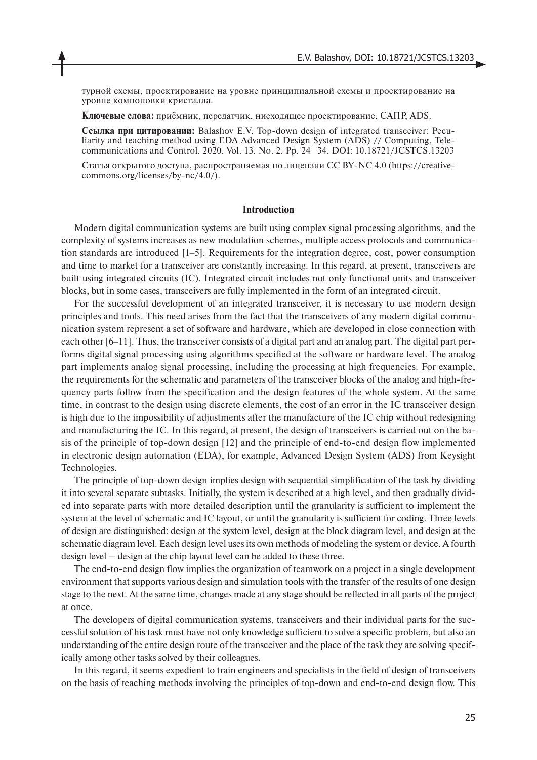турной схемы, проектирование на уровне принципиальной схемы и проектирование на уровне компоновки кристалла.

**Ключевые слова:** приёмник, передатчик, нисходящее проектирование, САПР, ADS.

**Ссылка при цитировании:** Balashov E.V. Top-down design of integrated transceiver: Peculiarity and teaching method using EDA Advanced Design System (ADS) // Computing, Telecommunications and Control. 2020. Vol. 13. No. 2. Pp. 24–34. DOI: 10.18721/JCSTCS.13203

Статья открытого доступа, распространяемая по лицензии CC BY-NC 4.0 (https://creativecommons.org/licenses/by-nc/4.0/).

## Introduction

Modern digital communication systems are built using complex signal processing algorithms, and the complexity of systems increases as new modulation schemes, multiple access protocols and communication standards are introduced [1–5]. Requirements for the integration degree, cost, power consumption and time to market for a transceiver are constantly increasing. In this regard, at present, transceivers are built using integrated circuits (IC). Integrated circuit includes not only functional units and transceiver blocks, but in some cases, transceivers are fully implemented in the form of an integrated circuit.

For the successful development of an integrated transceiver, it is necessary to use modern design principles and tools. This need arises from the fact that the transceivers of any modern digital communication system represent a set of software and hardware, which are developed in close connection with each other [6–11]. Thus, the transceiver consists of a digital part and an analog part. The digital part performs digital signal processing using algorithms specified at the software or hardware level. The analog part implements analog signal processing, including the processing at high frequencies. For example, the requirements for the schematic and parameters of the transceiver blocks of the analog and high-frequency parts follow from the specification and the design features of the whole system. At the same time, in contrast to the design using discrete elements, the cost of an error in the IC transceiver design is high due to the impossibility of adjustments after the manufacture of the IC chip without redesigning and manufacturing the IC. In this regard, at present, the design of transceivers is carried out on the basis of the principle of top-down design [12] and the principle of end-to-end design flow implemented in electronic design automation (EDA), for example, Advanced Design System (ADS) from Keysight Technologies.

The principle of top-down design implies design with sequential simplification of the task by dividing it into several separate subtasks. Initially, the system is described at a high level, and then gradually divided into separate parts with more detailed description until the granularity is sufficient to implement the system at the level of schematic and IC layout, or until the granularity is sufficient for coding. Three levels of design are distinguished: design at the system level, design at the block diagram level, and design at the schematic diagram level. Each design level uses its own methods of modeling the system or device. A fourth design level – design at the chip layout level can be added to these three.

The end-to-end design flow implies the organization of teamwork on a project in a single development environment that supports various design and simulation tools with the transfer of the results of one design stage to the next. At the same time, changes made at any stage should be reflected in all parts of the project at once.

The developers of digital communication systems, transceivers and their individual parts for the successful solution of his task must have not only knowledge sufficient to solve a specific problem, but also an understanding of the entire design route of the transceiver and the place of the task they are solving specifically among other tasks solved by their colleagues.

In this regard, it seems expedient to train engineers and specialists in the field of design of transceivers on the basis of teaching methods involving the principles of top-down and end-to-end design flow. This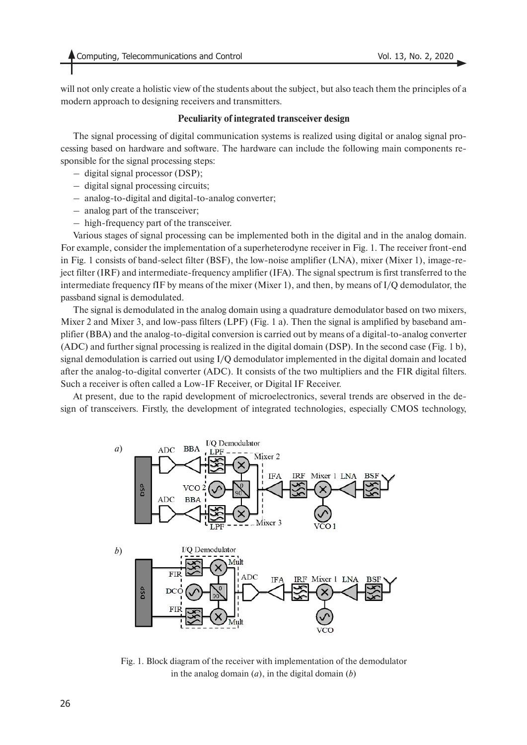will not only create a holistic view of the students about the subject, but also teach them the principles of a modern approach to designing receivers and transmitters.

### Peculiarity of integrated transceiver design

The signal processing of digital communication systems is realized using digital or analog signal processing based on hardware and software. The hardware can include the following main components responsible for the signal processing steps:

- digital signal processor (DSP);
- digital signal processing circuits;
- analog-to-digital and digital-to-analog converter;
- analog part of the transceiver;
- high-frequency part of the transceiver.

Various stages of signal processing can be implemented both in the digital and in the analog domain. For example, consider the implementation of a superheterodyne receiver in Fig. 1. The receiver front-end in Fig. 1 consists of band-select filter (BSF), the low-noise amplifier (LNA), mixer (Mixer 1), image-reject filter (IRF) and intermediate-frequency amplifier (IFA). The signal spectrum is first transferred to the intermediate frequency fIF by means of the mixer (Mixer 1), and then, by means of I/Q demodulator, the passband signal is demodulated.

The signal is demodulated in the analog domain using a quadrature demodulator based on two mixers, Mixer 2 and Mixer 3, and low-pass filters (LPF) (Fig. 1 a). Then the signal is amplified by baseband amplifier (BBA) and the analog-to-digital conversion is carried out by means of a digital-to-analog converter (ADC) and further signal processing is realized in the digital domain (DSP). In the second case (Fig. 1 b), signal demodulation is carried out using I/Q demodulator implemented in the digital domain and located after the analog-to-digital converter (ADC). It consists of the two multipliers and the FIR digital filters. Such a receiver is often called a Low-IF Receiver, or Digital IF Receiver.

At present, due to the rapid development of microelectronics, several trends are observed in the design of transceivers. Firstly, the development of integrated technologies, especially CMOS technology,

Fig. 1. Block diagram of the receiver with implementation of the demodulator in the analog domain (*a*), in the digital domain (*b*)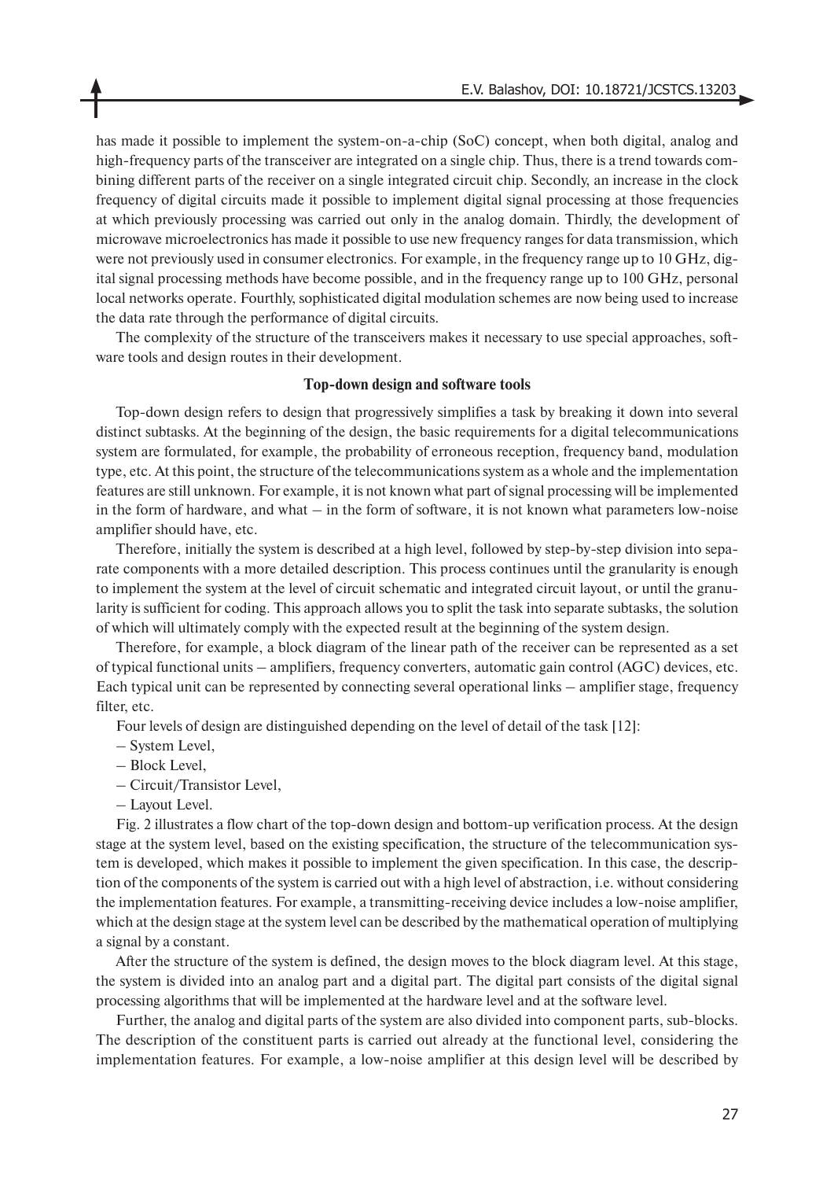has made it possible to implement the system-on-a-chip (SoC) concept, when both digital, analog and high-frequency parts of the transceiver are integrated on a single chip. Thus, there is a trend towards combining different parts of the receiver on a single integrated circuit chip. Secondly, an increase in the clock frequency of digital circuits made it possible to implement digital signal processing at those frequencies at which previously processing was carried out only in the analog domain. Thirdly, the development of microwave microelectronics has made it possible to use new frequency ranges for data transmission, which were not previously used in consumer electronics. For example, in the frequency range up to 10 GHz, digital signal processing methods have become possible, and in the frequency range up to 100 GHz, personal local networks operate. Fourthly, sophisticated digital modulation schemes are now being used to increase the data rate through the performance of digital circuits.

The complexity of the structure of the transceivers makes it necessary to use special approaches, software tools and design routes in their development.

## Top-down design and software tools

Top-down design refers to design that progressively simplifies a task by breaking it down into several distinct subtasks. At the beginning of the design, the basic requirements for a digital telecommunications system are formulated, for example, the probability of erroneous reception, frequency band, modulation type, etc. At this point, the structure of the telecommunications system as a whole and the implementation features are still unknown. For example, it is not known what part of signal processing will be implemented in the form of hardware, and what – in the form of software, it is not known what parameters low-noise amplifier should have, etc.

Therefore, initially the system is described at a high level, followed by step-by-step division into separate components with a more detailed description. This process continues until the granularity is enough to implement the system at the level of circuit schematic and integrated circuit layout, or until the granularity is sufficient for coding. This approach allows you to split the task into separate subtasks, the solution of which will ultimately comply with the expected result at the beginning of the system design.

Therefore, for example, a block diagram of the linear path of the receiver can be represented as a set of typical functional units – amplifiers, frequency converters, automatic gain control (AGC) devices, etc. Each typical unit can be represented by connecting several operational links – amplifier stage, frequency filter, etc.

Four levels of design are distinguished depending on the level of detail of the task [12]:

– System Level,

– Block Level,

– Circuit/Transistor Level,

– Layout Level.

Fig. 2 illustrates a flow chart of the top-down design and bottom-up verification process. At the design stage at the system level, based on the existing specification, the structure of the telecommunication system is developed, which makes it possible to implement the given specification. In this case, the description of the components of the system is carried out with a high level of abstraction, i.e. without considering the implementation features. For example, a transmitting-receiving device includes a low-noise amplifier, which at the design stage at the system level can be described by the mathematical operation of multiplying a signal by a constant.

After the structure of the system is defined, the design moves to the block diagram level. At this stage, the system is divided into an analog part and a digital part. The digital part consists of the digital signal processing algorithms that will be implemented at the hardware level and at the software level.

Further, the analog and digital parts of the system are also divided into component parts, sub-blocks. The description of the constituent parts is carried out already at the functional level, considering the implementation features. For example, a low-noise amplifier at this design level will be described by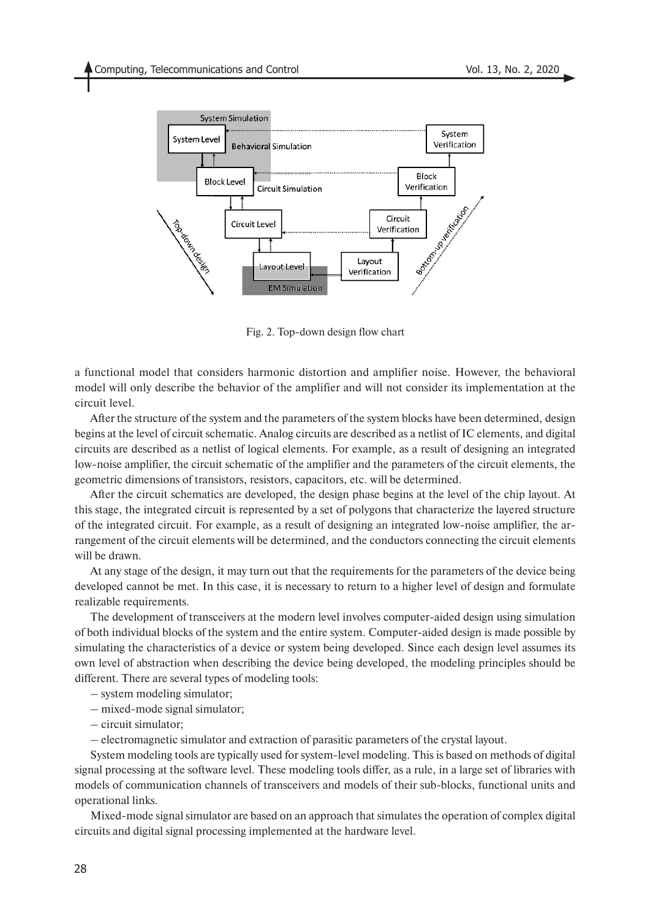Fig. 2. Top-down design flow chart

a functional model that considers harmonic distortion and amplifier noise. However, the behavioral model will only describe the behavior of the amplifier and will not consider its implementation at the circuit level.

After the structure of the system and the parameters of the system blocks have been determined, design begins at the level of circuit schematic. Analog circuits are described as a netlist of IC elements, and digital circuits are described as a netlist of logical elements. For example, as a result of designing an integrated low-noise amplifier, the circuit schematic of the amplifier and the parameters of the circuit elements, the geometric dimensions of transistors, resistors, capacitors, etc. will be determined.

After the circuit schematics are developed, the design phase begins at the level of the chip layout. At this stage, the integrated circuit is represented by a set of polygons that characterize the layered structure of the integrated circuit. For example, as a result of designing an integrated low-noise amplifier, the arrangement of the circuit elements will be determined, and the conductors connecting the circuit elements will be drawn.

At any stage of the design, it may turn out that the requirements for the parameters of the device being developed cannot be met. In this case, it is necessary to return to a higher level of design and formulate realizable requirements.

The development of transceivers at the modern level involves computer-aided design using simulation of both individual blocks of the system and the entire system. Computer-aided design is made possible by simulating the characteristics of a device or system being developed. Since each design level assumes its own level of abstraction when describing the device being developed, the modeling principles should be different. There are several types of modeling tools:

– system modeling simulator;
– mixed-mode signal simulator;
– circuit simulator;
– electromagnetic simulator and extraction of parasitic parameters of the crystal layout.

System modeling tools are typically used for system-level modeling. This is based on methods of digital signal processing at the software level. These modeling tools differ, as a rule, in a large set of libraries with models of communication channels of transceivers and models of their sub-blocks, functional units and operational links.

Mixed-mode signal simulator are based on an approach that simulates the operation of complex digital circuits and digital signal processing implemented at the hardware level.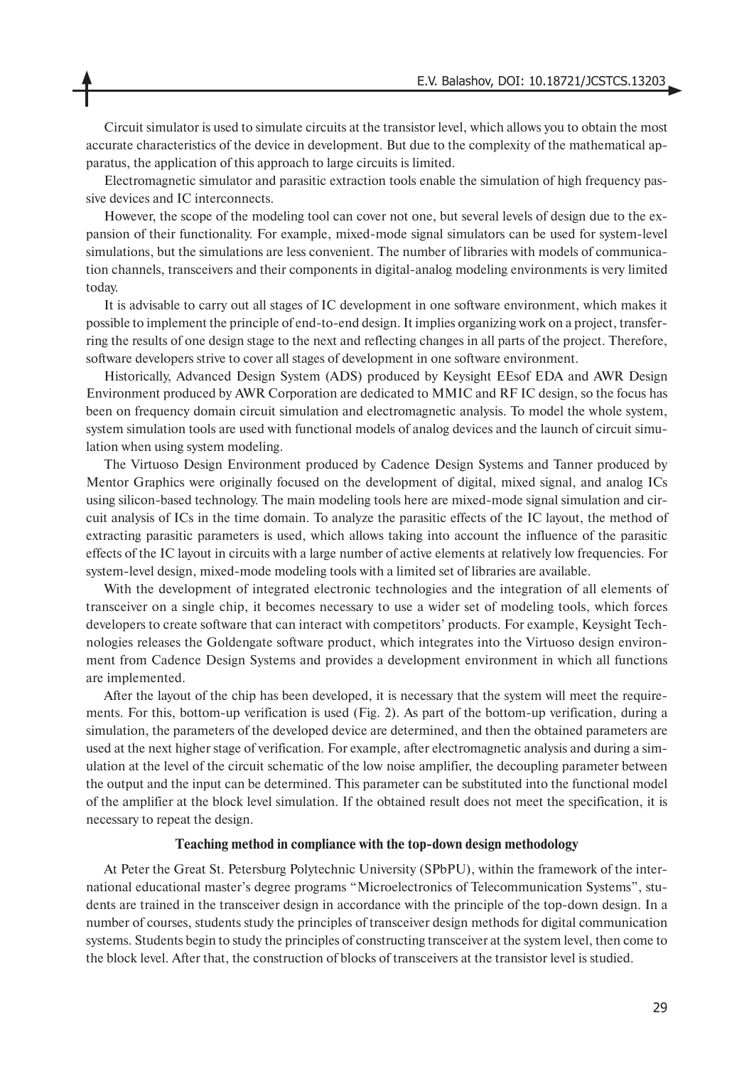Circuit simulator is used to simulate circuits at the transistor level, which allows you to obtain the most accurate characteristics of the device in development. But due to the complexity of the mathematical apparatus, the application of this approach to large circuits is limited.

Electromagnetic simulator and parasitic extraction tools enable the simulation of high frequency passive devices and IC interconnects.

However, the scope of the modeling tool can cover not one, but several levels of design due to the expansion of their functionality. For example, mixed-mode signal simulators can be used for system-level simulations, but the simulations are less convenient. The number of libraries with models of communication channels, transceivers and their components in digital-analog modeling environments is very limited today.

It is advisable to carry out all stages of IC development in one software environment, which makes it possible to implement the principle of end-to-end design. It implies organizing work on a project, transferring the results of one design stage to the next and reflecting changes in all parts of the project. Therefore, software developers strive to cover all stages of development in one software environment.

Historically, Advanced Design System (ADS) produced by Keysight EEsof EDA and AWR Design Environment produced by AWR Corporation are dedicated to MMIC and RF IC design, so the focus has been on frequency domain circuit simulation and electromagnetic analysis. To model the whole system, system simulation tools are used with functional models of analog devices and the launch of circuit simulation when using system modeling.

The Virtuoso Design Environment produced by Cadence Design Systems and Tanner produced by Mentor Graphics were originally focused on the development of digital, mixed signal, and analog ICs using silicon-based technology. The main modeling tools here are mixed-mode signal simulation and circuit analysis of ICs in the time domain. To analyze the parasitic effects of the IC layout, the method of extracting parasitic parameters is used, which allows taking into account the influence of the parasitic effects of the IC layout in circuits with a large number of active elements at relatively low frequencies. For system-level design, mixed-mode modeling tools with a limited set of libraries are available.

With the development of integrated electronic technologies and the integration of all elements of transceiver on a single chip, it becomes necessary to use a wider set of modeling tools, which forces developers to create software that can interact with competitors' products. For example, Keysight Technologies releases the Goldengate software product, which integrates into the Virtuoso design environment from Cadence Design Systems and provides a development environment in which all functions are implemented.

After the layout of the chip has been developed, it is necessary that the system will meet the requirements. For this, bottom-up verification is used (Fig. 2). As part of the bottom-up verification, during a simulation, the parameters of the developed device are determined, and then the obtained parameters are used at the next higher stage of verification. For example, after electromagnetic analysis and during a simulation at the level of the circuit schematic of the low noise amplifier, the decoupling parameter between the output and the input can be determined. This parameter can be substituted into the functional model of the amplifier at the block level simulation. If the obtained result does not meet the specification, it is necessary to repeat the design.

## Teaching method in compliance with the top-down design methodology

At Peter the Great St. Petersburg Polytechnic University (SPbPU), within the framework of the international educational master's degree programs "Microelectronics of Telecommunication Systems", students are trained in the transceiver design in accordance with the principle of the top-down design. In a number of courses, students study the principles of transceiver design methods for digital communication systems. Students begin to study the principles of constructing transceiver at the system level, then come to the block level. After that, the construction of blocks of transceivers at the transistor level is studied.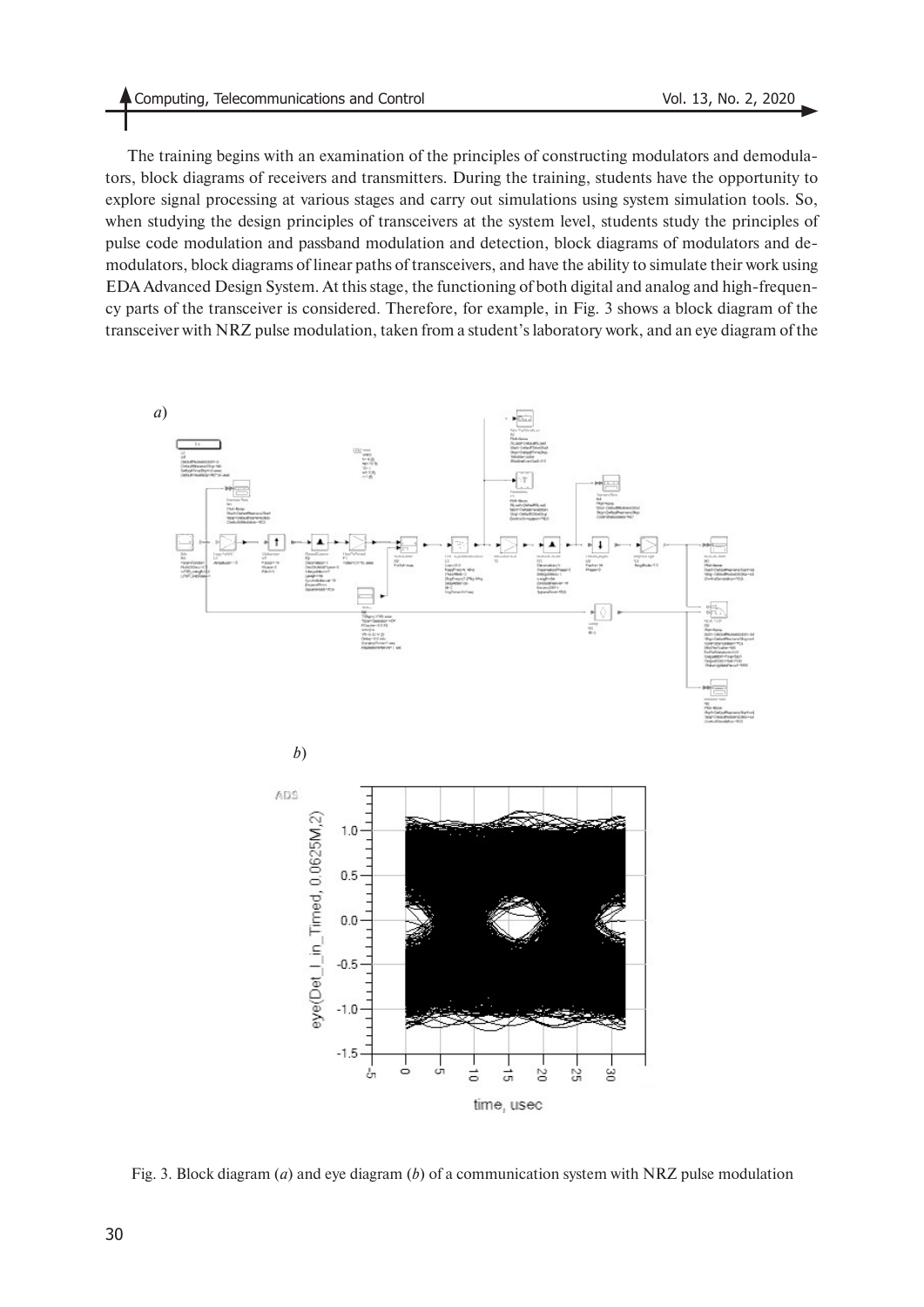The training begins with an examination of the principles of constructing modulators and demodulators, block diagrams of receivers and transmitters. During the training, students have the opportunity to explore signal processing at various stages and carry out simulations using system simulation tools. So, when studying the design principles of transceivers at the system level, students study the principles of pulse code modulation and passband modulation and detection, block diagrams of modulators and demodulators, block diagrams of linear paths of transceivers, and have the ability to simulate their work using EDA Advanced Design System. At this stage, the functioning of both digital and analog and high-frequency parts of the transceiver is considered. Therefore, for example, in Fig. 3 shows a block diagram of the transceiver with NRZ pulse modulation, taken from a student's laboratory work, and an eye diagram of the

Fig. 3. Block diagram (*a*) and eye diagram (*b*) of a communication system with NRZ pulse modulation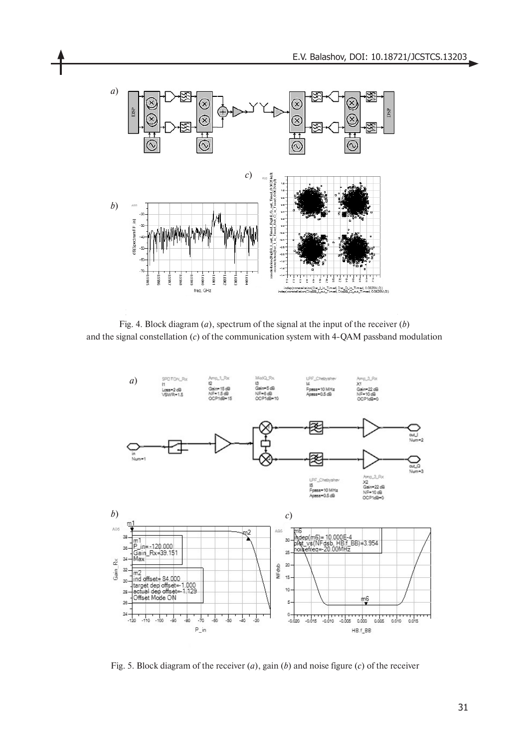Fig. 4. Block diagram (*a*), spectrum of the signal at the input of the receiver (*b*) and the signal constellation (*c*) of the communication system with 4-QAM passband modulation

Fig. 5. Block diagram of the receiver (*a*), gain (*b*) and noise figure (*c*) of the receiver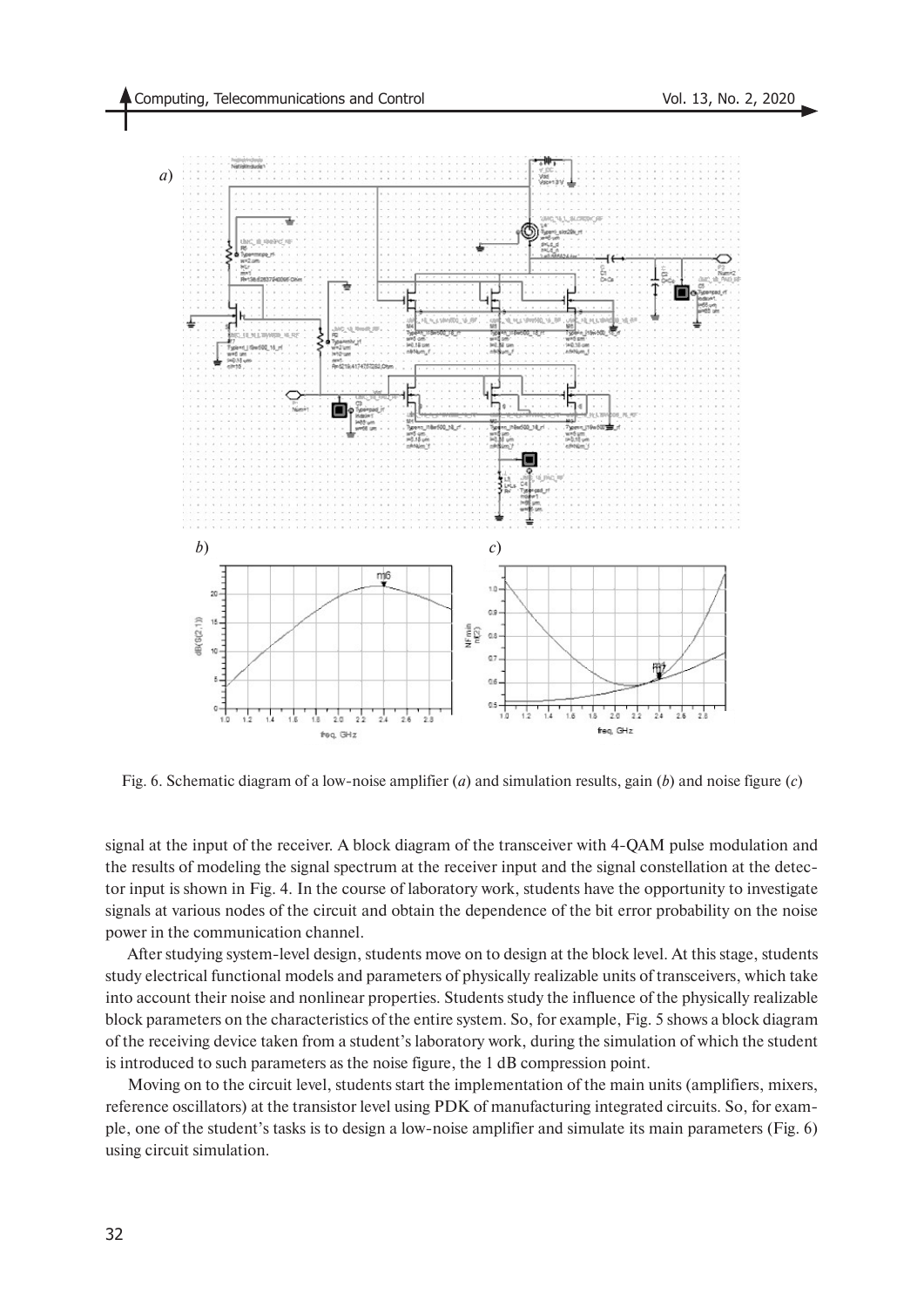Fig. 6. Schematic diagram of a low-noise amplifier (*a*) and simulation results, gain (*b*) and noise figure (*c*)

signal at the input of the receiver. A block diagram of the transceiver with 4-QAM pulse modulation and the results of modeling the signal spectrum at the receiver input and the signal constellation at the detector input is shown in Fig. 4. In the course of laboratory work, students have the opportunity to investigate signals at various nodes of the circuit and obtain the dependence of the bit error probability on the noise power in the communication channel.

After studying system-level design, students move on to design at the block level. At this stage, students study electrical functional models and parameters of physically realizable units of transceivers, which take into account their noise and nonlinear properties. Students study the influence of the physically realizable block parameters on the characteristics of the entire system. So, for example, Fig. 5 shows a block diagram of the receiving device taken from a student's laboratory work, during the simulation of which the student is introduced to such parameters as the noise figure, the 1 dB compression point.

Moving on to the circuit level, students start the implementation of the main units (amplifiers, mixers, reference oscillators) at the transistor level using PDK of manufacturing integrated circuits. So, for example, one of the student's tasks is to design a low-noise amplifier and simulate its main parameters (Fig. 6) using circuit simulation.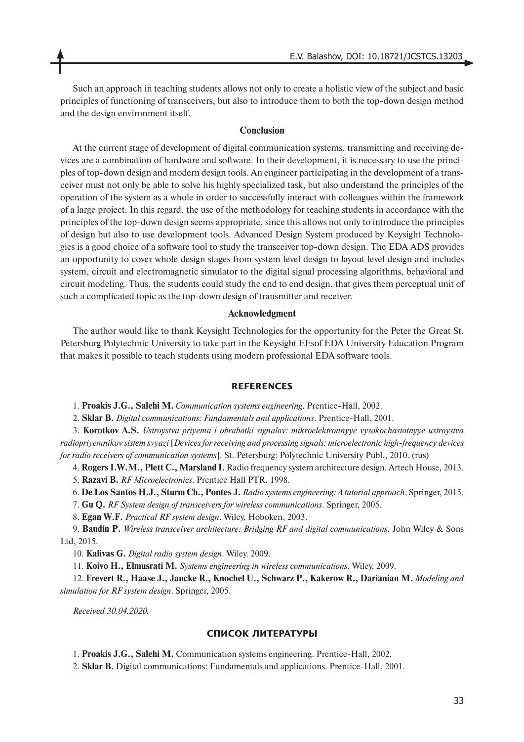Such an approach in teaching students allows not only to create a holistic view of the subject and basic principles of functioning of transceivers, but also to introduce them to both the top-down design method and the design environment itself.

## Conclusion

At the current stage of development of digital communication systems, transmitting and receiving devices are a combination of hardware and software. In their development, it is necessary to use the principles of top-down design and modern design tools. An engineer participating in the development of a transceiver must not only be able to solve his highly specialized task, but also understand the principles of the operation of the system as a whole in order to successfully interact with colleagues within the framework of a large project. In this regard, the use of the methodology for teaching students in accordance with the principles of the top-down design seems appropriate, since this allows not only to introduce the principles of design but also to use development tools. Advanced Design System produced by Keysight Technologies is a good choice of a software tool to study the transceiver top-down design. The EDA ADS provides an opportunity to cover whole design stages from system level design to layout level design and includes system, circuit and electromagnetic simulator to the digital signal processing algorithms, behavioral and circuit modeling. Thus, the students could study the end to end design, that gives them perceptual unit of such a complicated topic as the top-down design of transmitter and receiver.

## Acknowledgment

The author would like to thank Keysight Technologies for the opportunity for the Peter the Great St. Petersburg Polytechnic University to take part in the Keysight EEsof EDA University Education Program that makes it possible to teach students using modern professional EDA software tools.

## REFERENCES

1. **Proakis J.G., Salehi M.** *Communication systems engineering*. Prentice-Hall, 2002.
2. **Sklar B.** *Digital communications: Fundamentals and applications*. Prentice-Hall, 2001.
3. **Korotkov A.S.** *Ustroystva priyema i obrabotki signalov: mikroelektronnyye vysokochastotnyye ustroystva radiopriyemnikov sistem svyazi* [*Devices for receiving and processing signals: microelectronic high-frequency devices for radio receivers of communication systems*]. St. Petersburg: Polytechnic University Publ., 2010. (rus)
4. **Rogers I.W.M., Plett C., Marsland I.** Radio frequency system architecture design. Artech House, 2013.
5. **Razavi B.** *RF Microelectronics*. Prentice Hall PTR, 1998.
6. **De Los Santos H.J., Sturm Ch., Pontes J.** *Radio systems engineering: A tutorial approach*. Springer, 2015.
7. **Gu Q.** *RF System design of transceivers for wireless communications*. Springer, 2005.
8. **Egan W.F.** *Practical RF system design*. Wiley, Hoboken, 2003.
9. **Baudin P.** *Wireless transceiver architecture: Bridging RF and digital communications*. John Wiley & Sons Ltd, 2015.
10. **Kalivas G.** *Digital radio system design*. Wiley. 2009.
11. **Koivo H., Elmusrati M.** *Systems engineering in wireless communications*. Wiley, 2009.
12. **Frevert R., Haase J., Jancke R., Knochel U., Schwarz P., Kakerow R., Darianian M.** *Modeling and simulation for RF system design*. Springer, 2005.

*Received 30.04.2020.*

## СПИСОК ЛИТЕРАТУРЫ

1. **Proakis J.G., Salehi M.** Communication systems engineering. Prentice-Hall, 2002.
2. **Sklar B.** Digital communications: Fundamentals and applications. Prentice-Hall, 2001.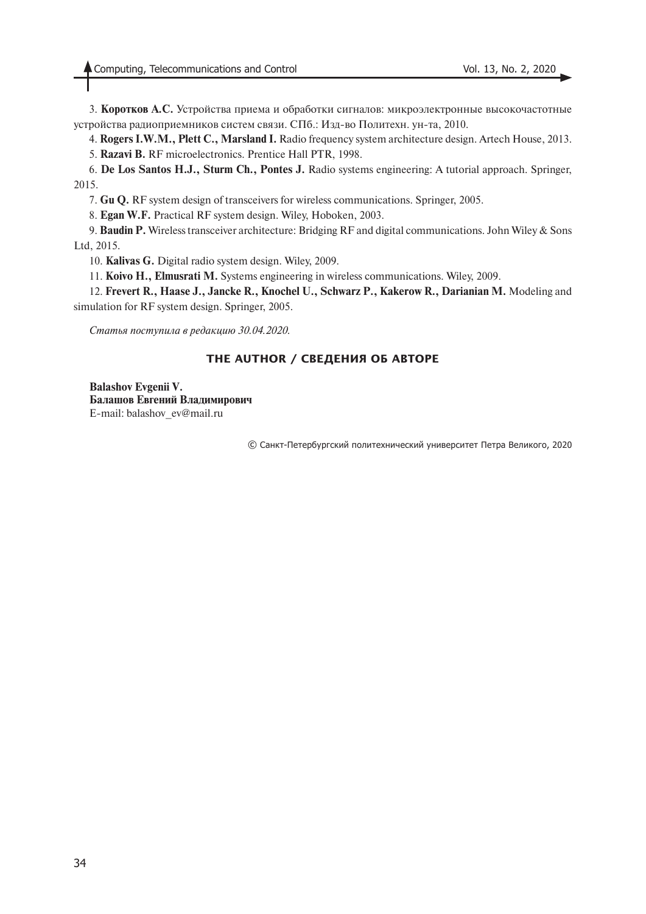3. **Коротков А.С.** Устройства приема и обработки сигналов: микроэлектронные высокочастотные устройства радиоприемников систем связи. СПб.: Изд-во Политехн. ун-та, 2010.

4. **Rogers I.W.M., Plett C., Marsland I.** Radio frequency system architecture design. Artech House, 2013.

5. **Razavi B.** RF microelectronics. Prentice Hall PTR, 1998.

6. **De Los Santos H.J., Sturm Ch., Pontes J.** Radio systems engineering: A tutorial approach. Springer, 2015.

7. **Gu Q.** RF system design of transceivers for wireless communications. Springer, 2005.

8. **Egan W.F.** Practical RF system design. Wiley, Hoboken, 2003.

9. **Baudin P.** Wireless transceiver architecture: Bridging RF and digital communications. John Wiley & Sons Ltd, 2015.

10. **Kalivas G.** Digital radio system design. Wiley, 2009.

11. **Koivo H., Elmusrati M.** Systems engineering in wireless communications. Wiley, 2009.

12. **Frevert R., Haase J., Jancke R., Knochel U., Schwarz P., Kakerow R., Darianian M.** Modeling and simulation for RF system design. Springer, 2005.

*Статья поступила в редакцию 30.04.2020.*

## THE AUTHOR / СВЕДЕНИЯ ОБ АВТОРЕ

**Balashov Evgenii V.**
**Балашов Евгений Владимирович**
E-mail: balashov_ev@mail.ru

© Санкт-Петербургский политехнический университет Петра Великого, 2020